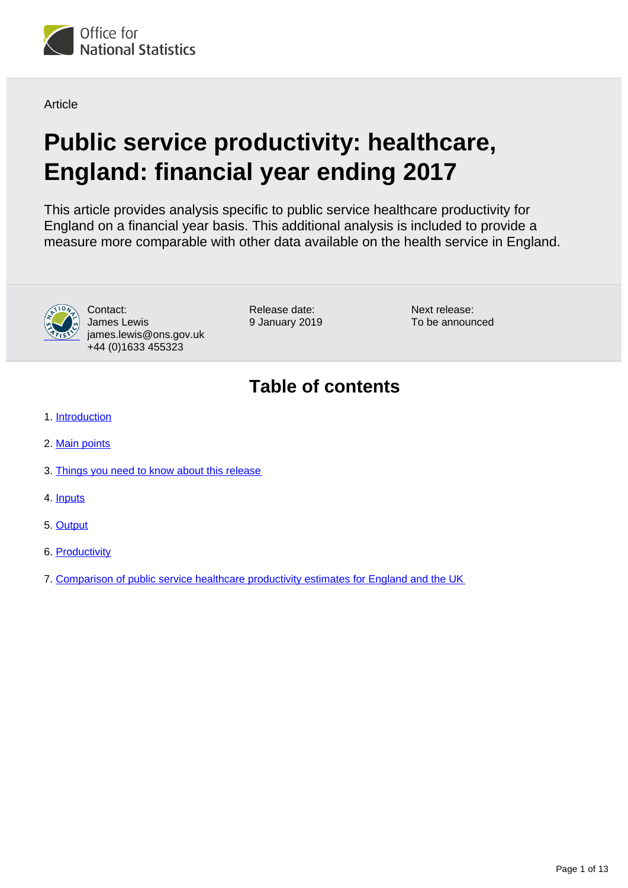Office for National Statistics

Article

# Public service productivity: healthcare, England: financial year ending 2017

This article provides analysis specific to public service healthcare productivity for England on a financial year basis. This additional analysis is included to provide a measure more comparable with other data available on the health service in England.

Contact:
James Lewis
james.lewis@ons.gov.uk
+44 (0)1633 455323

Release date:
9 January 2019

Next release:
To be announced

## Table of contents

1. Introduction
2. Main points
3. Things you need to know about this release
4. Inputs
5. Output
6. Productivity
7. Comparison of public service healthcare productivity estimates for England and the UK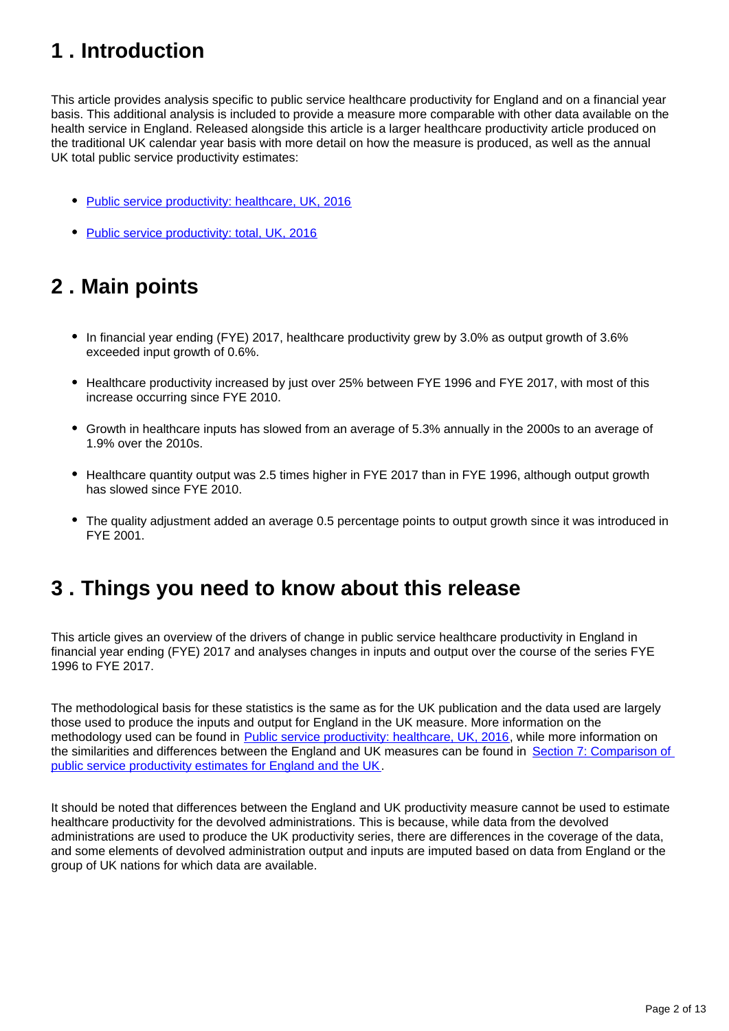## 1 . Introduction

This article provides analysis specific to public service healthcare productivity for England and on a financial year basis. This additional analysis is included to provide a measure more comparable with other data available on the health service in England. Released alongside this article is a larger healthcare productivity article produced on the traditional UK calendar year basis with more detail on how the measure is produced, as well as the annual UK total public service productivity estimates:

- Public service productivity: healthcare, UK, 2016
- Public service productivity: total, UK, 2016

## 2 . Main points

- In financial year ending (FYE) 2017, healthcare productivity grew by 3.0% as output growth of 3.6% exceeded input growth of 0.6%.
- Healthcare productivity increased by just over 25% between FYE 1996 and FYE 2017, with most of this increase occurring since FYE 2010.
- Growth in healthcare inputs has slowed from an average of 5.3% annually in the 2000s to an average of 1.9% over the 2010s.
- Healthcare quantity output was 2.5 times higher in FYE 2017 than in FYE 1996, although output growth has slowed since FYE 2010.
- The quality adjustment added an average 0.5 percentage points to output growth since it was introduced in FYE 2001.

## 3 . Things you need to know about this release

This article gives an overview of the drivers of change in public service healthcare productivity in England in financial year ending (FYE) 2017 and analyses changes in inputs and output over the course of the series FYE 1996 to FYE 2017.

The methodological basis for these statistics is the same as for the UK publication and the data used are largely those used to produce the inputs and output for England in the UK measure. More information on the methodology used can be found in Public service productivity: healthcare, UK, 2016, while more information on the similarities and differences between the England and UK measures can be found in Section 7: Comparison of public service productivity estimates for England and the UK.

It should be noted that differences between the England and UK productivity measure cannot be used to estimate healthcare productivity for the devolved administrations. This is because, while data from the devolved administrations are used to produce the UK productivity series, there are differences in the coverage of the data, and some elements of devolved administration output and inputs are imputed based on data from England or the group of UK nations for which data are available.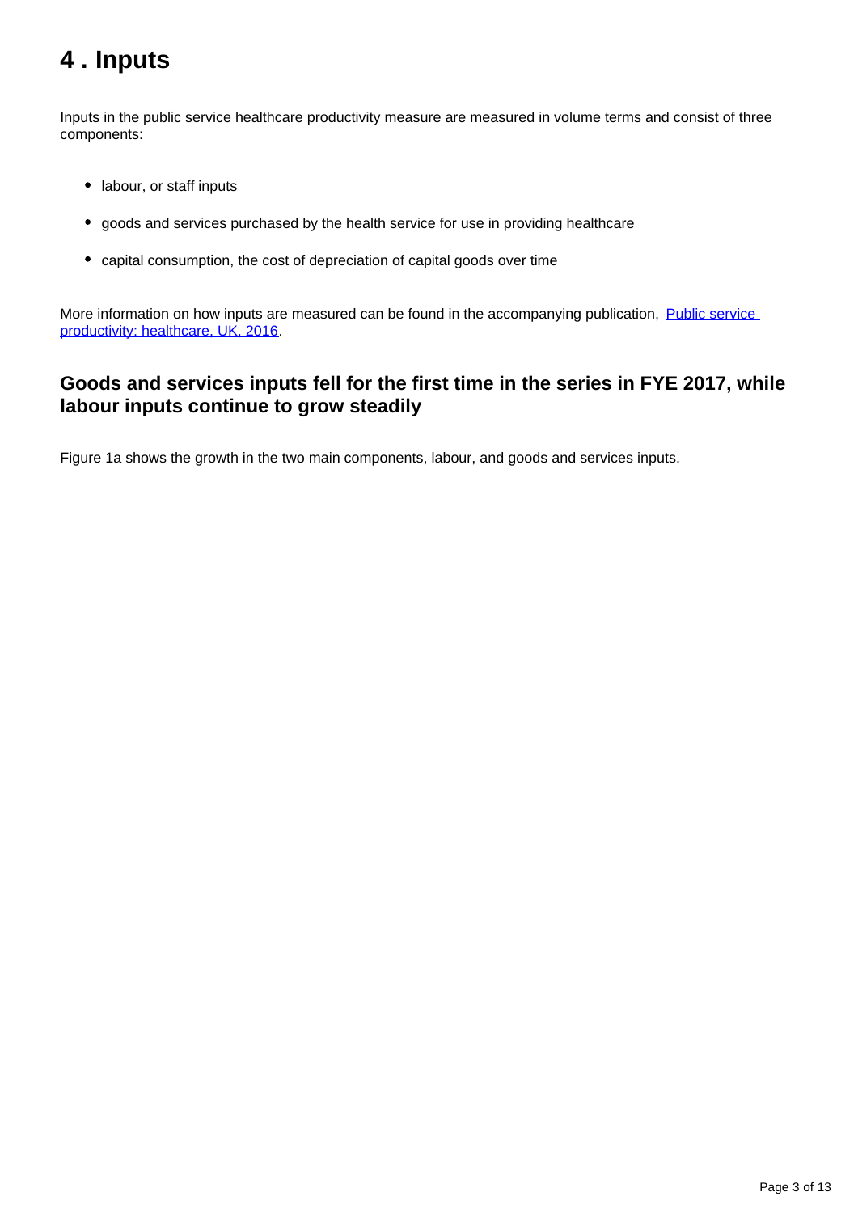# 4 . Inputs

Inputs in the public service healthcare productivity measure are measured in volume terms and consist of three components:

- labour, or staff inputs
- goods and services purchased by the health service for use in providing healthcare
- capital consumption, the cost of depreciation of capital goods over time

More information on how inputs are measured can be found in the accompanying publication, [Public service productivity: healthcare, UK, 2016](#).

### Goods and services inputs fell for the first time in the series in FYE 2017, while labour inputs continue to grow steadily

Figure 1a shows the growth in the two main components, labour, and goods and services inputs.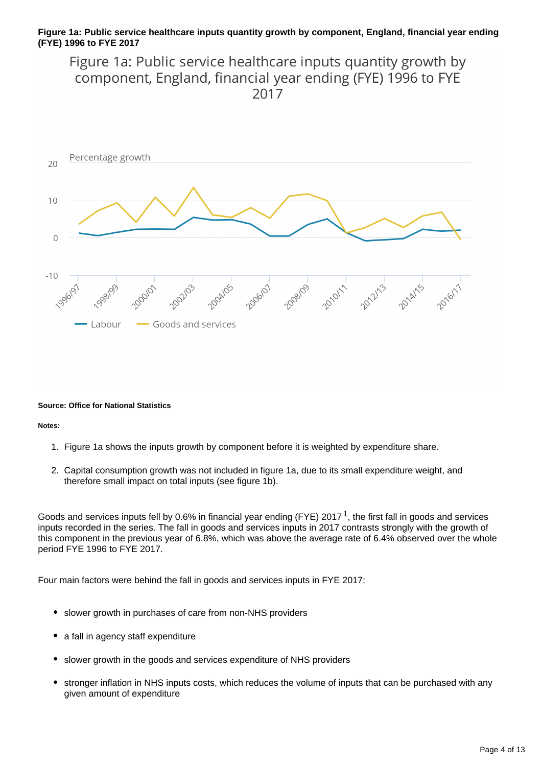**Figure 1a: Public service healthcare inputs quantity growth by component, England, financial year ending (FYE) 1996 to FYE 2017**

Figure 1a: Public service healthcare inputs quantity growth by component, England, financial year ending (FYE) 1996 to FYE 2017

Percentage growth

20

10

0

-10

1996/97
1998/99
2000/01
2002/03
2004/05
2006/07
2008/09
2010/11
2012/13
2014/15
2016/17

Labour
Goods and services

**Source: Office for National Statistics**

**Notes:**

1. Figure 1a shows the inputs growth by component before it is weighted by expenditure share.
2. Capital consumption growth was not included in figure 1a, due to its small expenditure weight, and therefore small impact on total inputs (see figure 1b).

Goods and services inputs fell by 0.6% in financial year ending (FYE) 2017[1], the first fall in goods and services inputs recorded in the series. The fall in goods and services inputs in 2017 contrasts strongly with the growth of this component in the previous year of 6.8%, which was above the average rate of 6.4% observed over the whole period FYE 1996 to FYE 2017.

Four main factors were behind the fall in goods and services inputs in FYE 2017:

- slower growth in purchases of care from non-NHS providers
- a fall in agency staff expenditure
- slower growth in the goods and services expenditure of NHS providers
- stronger inflation in NHS inputs costs, which reduces the volume of inputs that can be purchased with any given amount of expenditure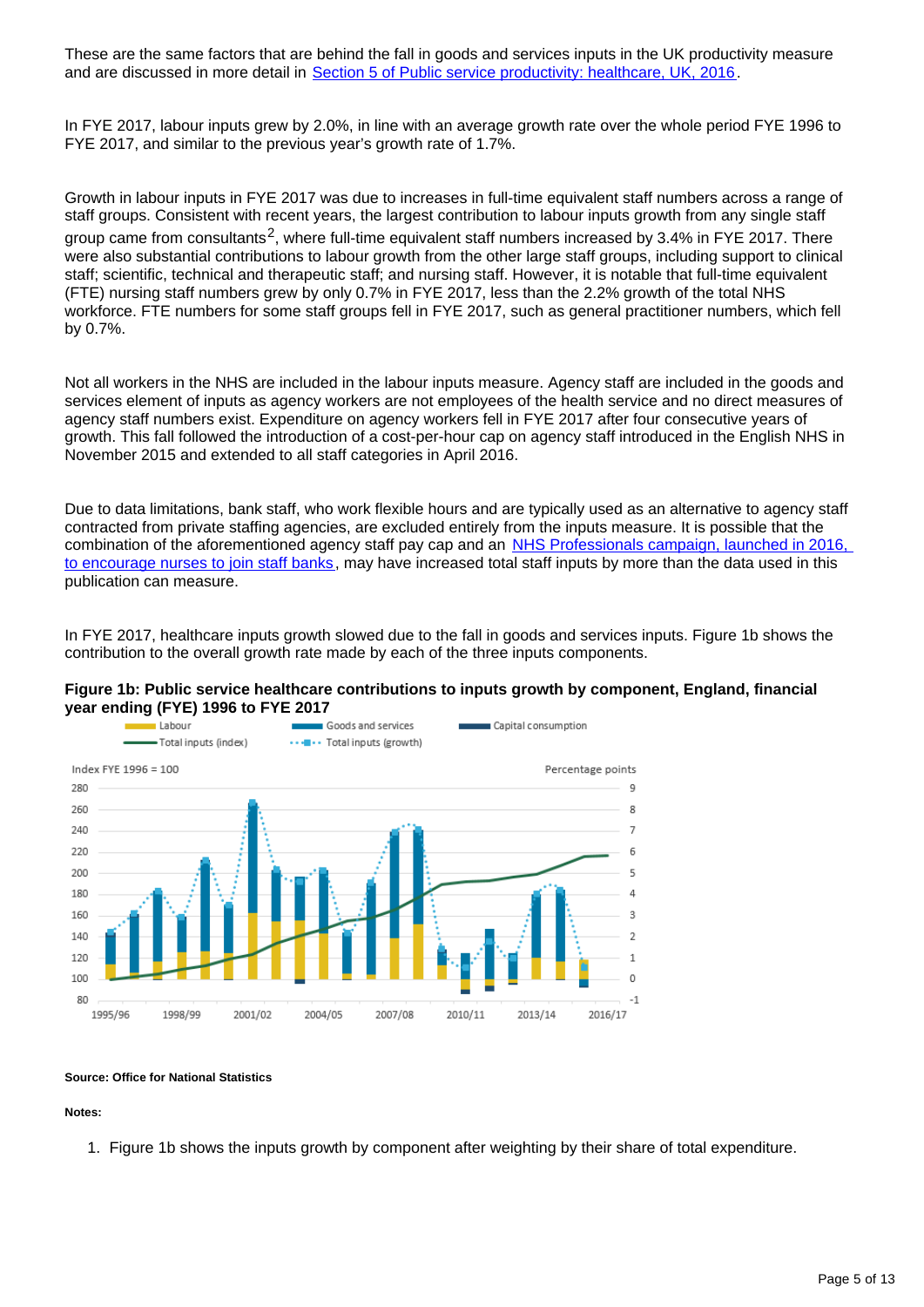These are the same factors that are behind the fall in goods and services inputs in the UK productivity measure and are discussed in more detail in [Section 5 of Public service productivity: healthcare, UK, 2016](#).

In FYE 2017, labour inputs grew by 2.0%, in line with an average growth rate over the whole period FYE 1996 to FYE 2017, and similar to the previous year's growth rate of 1.7%.

Growth in labour inputs in FYE 2017 was due to increases in full-time equivalent staff numbers across a range of staff groups. Consistent with recent years, the largest contribution to labour inputs growth from any single staff group came from consultants[2], where full-time equivalent staff numbers increased by 3.4% in FYE 2017. There were also substantial contributions to labour growth from the other large staff groups, including support to clinical staff; scientific, technical and therapeutic staff; and nursing staff. However, it is notable that full-time equivalent (FTE) nursing staff numbers grew by only 0.7% in FYE 2017, less than the 2.2% growth of the total NHS workforce. FTE numbers for some staff groups fell in FYE 2017, such as general practitioner numbers, which fell by 0.7%.

Not all workers in the NHS are included in the labour inputs measure. Agency staff are included in the goods and services element of inputs as agency workers are not employees of the health service and no direct measures of agency staff numbers exist. Expenditure on agency workers fell in FYE 2017 after four consecutive years of growth. This fall followed the introduction of a cost-per-hour cap on agency staff introduced in the English NHS in November 2015 and extended to all staff categories in April 2016.

Due to data limitations, bank staff, who work flexible hours and are typically used as an alternative to agency staff contracted from private staffing agencies, are excluded entirely from the inputs measure. It is possible that the combination of the aforementioned agency staff pay cap and an [NHS Professionals campaign, launched in 2016, to encourage nurses to join staff banks](#), may have increased total staff inputs by more than the data used in this publication can measure.

In FYE 2017, healthcare inputs growth slowed due to the fall in goods and services inputs. Figure 1b shows the contribution to the overall growth rate made by each of the three inputs components.

**Figure 1b: Public service healthcare contributions to inputs growth by component, England, financial year ending (FYE) 1996 to FYE 2017**

Labour
Goods and services
Capital consumption
Total inputs (index)
Total inputs (growth)

Index FYE 1996 = 100
Percentage points

280
260
240
220
200
180
160
140
120
100
80

9
8
7
6
5
4
3
2
1
0
-1

1995/96
1998/99
2001/02
2004/05
2007/08
2010/11
2013/14
2016/17

**Source: Office for National Statistics**

**Notes:**

1. Figure 1b shows the inputs growth by component after weighting by their share of total expenditure.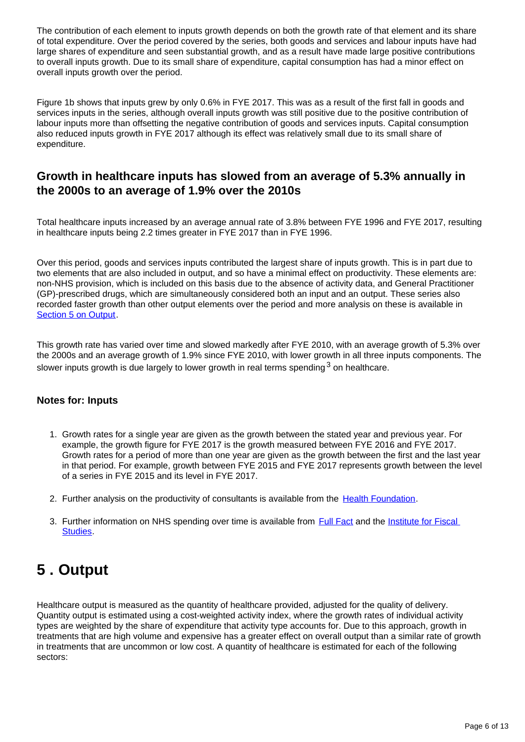The contribution of each element to inputs growth depends on both the growth rate of that element and its share of total expenditure. Over the period covered by the series, both goods and services and labour inputs have had large shares of expenditure and seen substantial growth, and as a result have made large positive contributions to overall inputs growth. Due to its small share of expenditure, capital consumption has had a minor effect on overall inputs growth over the period.

Figure 1b shows that inputs grew by only 0.6% in FYE 2017. This was as a result of the first fall in goods and services inputs in the series, although overall inputs growth was still positive due to the positive contribution of labour inputs more than offsetting the negative contribution of goods and services inputs. Capital consumption also reduced inputs growth in FYE 2017 although its effect was relatively small due to its small share of expenditure.

### Growth in healthcare inputs has slowed from an average of 5.3% annually in the 2000s to an average of 1.9% over the 2010s

Total healthcare inputs increased by an average annual rate of 3.8% between FYE 1996 and FYE 2017, resulting in healthcare inputs being 2.2 times greater in FYE 2017 than in FYE 1996.

Over this period, goods and services inputs contributed the largest share of inputs growth. This is in part due to two elements that are also included in output, and so have a minimal effect on productivity. These elements are: non-NHS provision, which is included on this basis due to the absence of activity data, and General Practitioner (GP)-prescribed drugs, which are simultaneously considered both an input and an output. These series also recorded faster growth than other output elements over the period and more analysis on these is available in Section 5 on Output.

This growth rate has varied over time and slowed markedly after FYE 2010, with an average growth of 5.3% over the 2000s and an average growth of 1.9% since FYE 2010, with lower growth in all three inputs components. The slower inputs growth is due largely to lower growth in real terms spending[3] on healthcare.

#### Notes for: Inputs

1. Growth rates for a single year are given as the growth between the stated year and previous year. For example, the growth figure for FYE 2017 is the growth measured between FYE 2016 and FYE 2017. Growth rates for a period of more than one year are given as the growth between the first and the last year in that period. For example, growth between FYE 2015 and FYE 2017 represents growth between the level of a series in FYE 2015 and its level in FYE 2017.
2. Further analysis on the productivity of consultants is available from the Health Foundation.
3. Further information on NHS spending over time is available from Full Fact and the Institute for Fiscal Studies.

# 5 . Output

Healthcare output is measured as the quantity of healthcare provided, adjusted for the quality of delivery. Quantity output is estimated using a cost-weighted activity index, where the growth rates of individual activity types are weighted by the share of expenditure that activity type accounts for. Due to this approach, growth in treatments that are high volume and expensive has a greater effect on overall output than a similar rate of growth in treatments that are uncommon or low cost. A quantity of healthcare is estimated for each of the following sectors: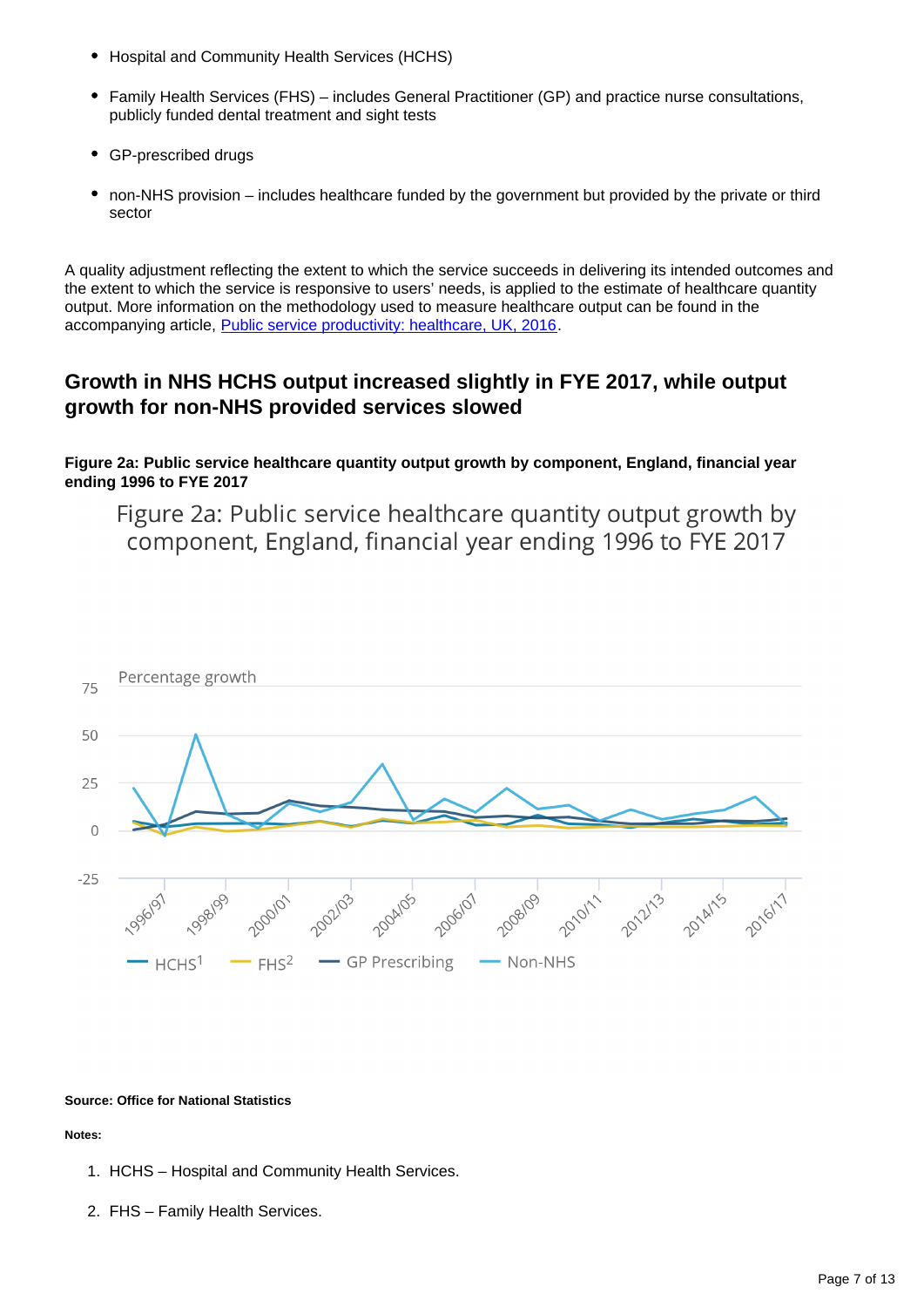- Hospital and Community Health Services (HCHS)
- Family Health Services (FHS) – includes General Practitioner (GP) and practice nurse consultations, publicly funded dental treatment and sight tests
- GP-prescribed drugs
- non-NHS provision – includes healthcare funded by the government but provided by the private or third sector

A quality adjustment reflecting the extent to which the service succeeds in delivering its intended outcomes and the extent to which the service is responsive to users' needs, is applied to the estimate of healthcare quantity output. More information on the methodology used to measure healthcare output can be found in the accompanying article, [Public service productivity: healthcare, UK, 2016](#).

## Growth in NHS HCHS output increased slightly in FYE 2017, while output growth for non-NHS provided services slowed

**Figure 2a: Public service healthcare quantity output growth by component, England, financial year ending 1996 to FYE 2017**

Figure 2a: Public service healthcare quantity output growth by component, England, financial year ending 1996 to FYE 2017

Percentage growth

75
50
25
0
-25

1996/97
1998/99
2000/01
2002/03
2004/05
2006/07
2008/09
2010/11
2012/13
2014/15
2016/17

HCHS[1] FHS[2] GP Prescribing Non-NHS

**Source: Office for National Statistics**

**Notes:**

1. HCHS – Hospital and Community Health Services.
2. FHS – Family Health Services.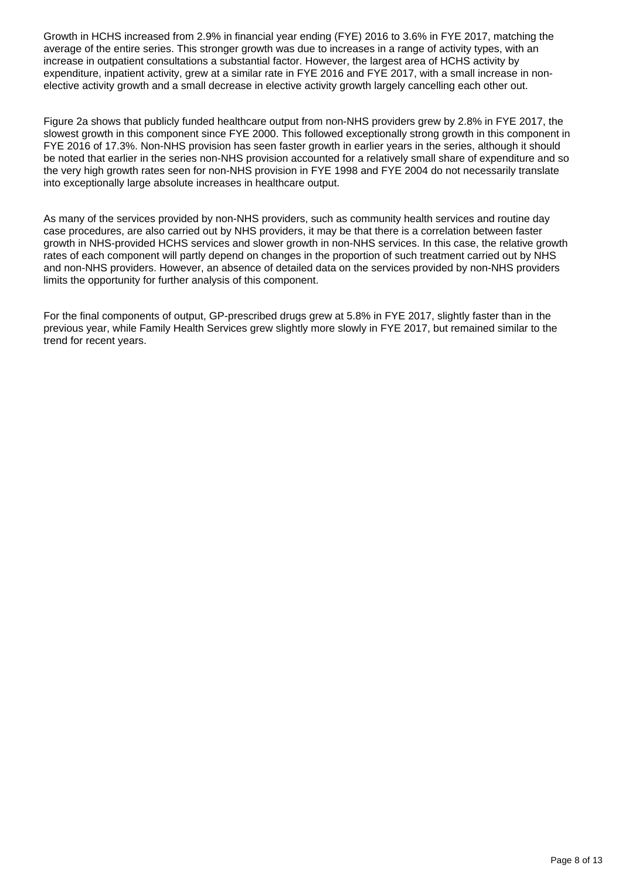Growth in HCHS increased from 2.9% in financial year ending (FYE) 2016 to 3.6% in FYE 2017, matching the average of the entire series. This stronger growth was due to increases in a range of activity types, with an increase in outpatient consultations a substantial factor. However, the largest area of HCHS activity by expenditure, inpatient activity, grew at a similar rate in FYE 2016 and FYE 2017, with a small increase in non-elective activity growth and a small decrease in elective activity growth largely cancelling each other out.

Figure 2a shows that publicly funded healthcare output from non-NHS providers grew by 2.8% in FYE 2017, the slowest growth in this component since FYE 2000. This followed exceptionally strong growth in this component in FYE 2016 of 17.3%. Non-NHS provision has seen faster growth in earlier years in the series, although it should be noted that earlier in the series non-NHS provision accounted for a relatively small share of expenditure and so the very high growth rates seen for non-NHS provision in FYE 1998 and FYE 2004 do not necessarily translate into exceptionally large absolute increases in healthcare output.

As many of the services provided by non-NHS providers, such as community health services and routine day case procedures, are also carried out by NHS providers, it may be that there is a correlation between faster growth in NHS-provided HCHS services and slower growth in non-NHS services. In this case, the relative growth rates of each component will partly depend on changes in the proportion of such treatment carried out by NHS and non-NHS providers. However, an absence of detailed data on the services provided by non-NHS providers limits the opportunity for further analysis of this component.

For the final components of output, GP-prescribed drugs grew at 5.8% in FYE 2017, slightly faster than in the previous year, while Family Health Services grew slightly more slowly in FYE 2017, but remained similar to the trend for recent years.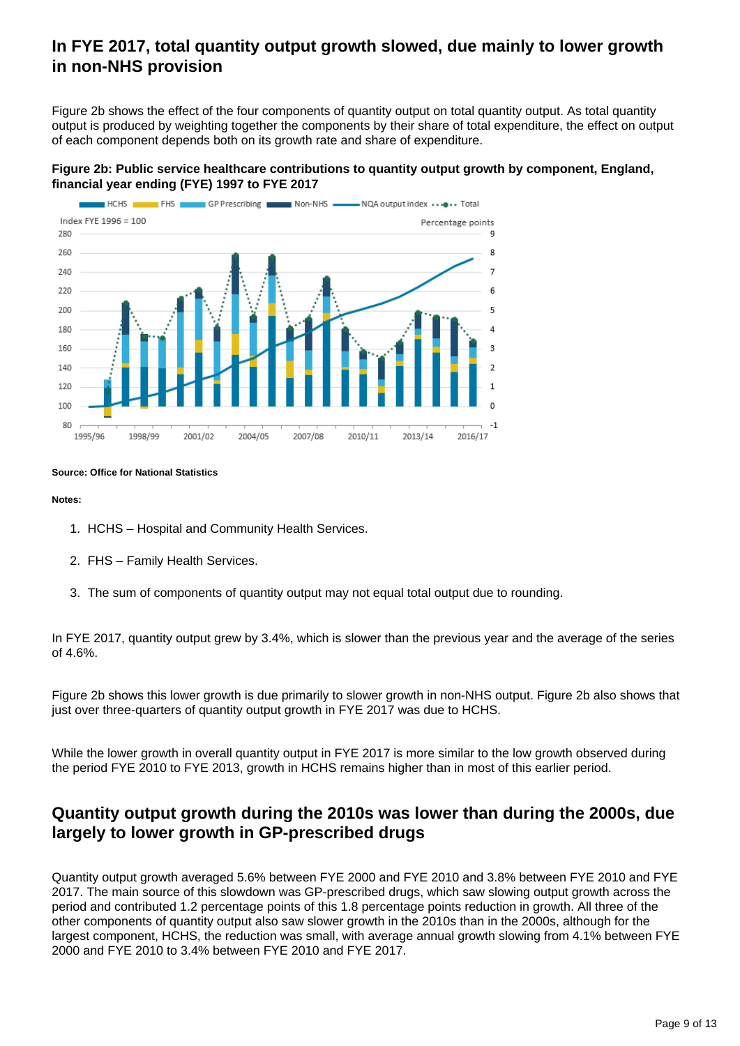## In FYE 2017, total quantity output growth slowed, due mainly to lower growth in non-NHS provision

Figure 2b shows the effect of the four components of quantity output on total quantity output. As total quantity output is produced by weighting together the components by their share of total expenditure, the effect on output of each component depends both on its growth rate and share of expenditure.

**Figure 2b: Public service healthcare contributions to quantity output growth by component, England, financial year ending (FYE) 1997 to FYE 2017**

HCHS
FHS
GP Prescribing
Non-NHS
NQA output index
Total

Index FYE 1996 = 100
Percentage points

280
260
240
220
200
180
160
140
120
100
80

9
8
7
6
5
4
3
2
1
0
-1

1995/96
1998/99
2001/02
2004/05
2007/08
2010/11
2013/14
2016/17

**Source: Office for National Statistics**

**Notes:**

1. HCHS – Hospital and Community Health Services.
2. FHS – Family Health Services.
3. The sum of components of quantity output may not equal total output due to rounding.

In FYE 2017, quantity output grew by 3.4%, which is slower than the previous year and the average of the series of 4.6%.

Figure 2b shows this lower growth is due primarily to slower growth in non-NHS output. Figure 2b also shows that just over three-quarters of quantity output growth in FYE 2017 was due to HCHS.

While the lower growth in overall quantity output in FYE 2017 is more similar to the low growth observed during the period FYE 2010 to FYE 2013, growth in HCHS remains higher than in most of this earlier period.

## Quantity output growth during the 2010s was lower than during the 2000s, due largely to lower growth in GP-prescribed drugs

Quantity output growth averaged 5.6% between FYE 2000 and FYE 2010 and 3.8% between FYE 2010 and FYE 2017. The main source of this slowdown was GP-prescribed drugs, which saw slowing output growth across the period and contributed 1.2 percentage points of this 1.8 percentage points reduction in growth. All three of the other components of quantity output also saw slower growth in the 2010s than in the 2000s, although for the largest component, HCHS, the reduction was small, with average annual growth slowing from 4.1% between FYE 2000 and FYE 2010 to 3.4% between FYE 2010 and FYE 2017.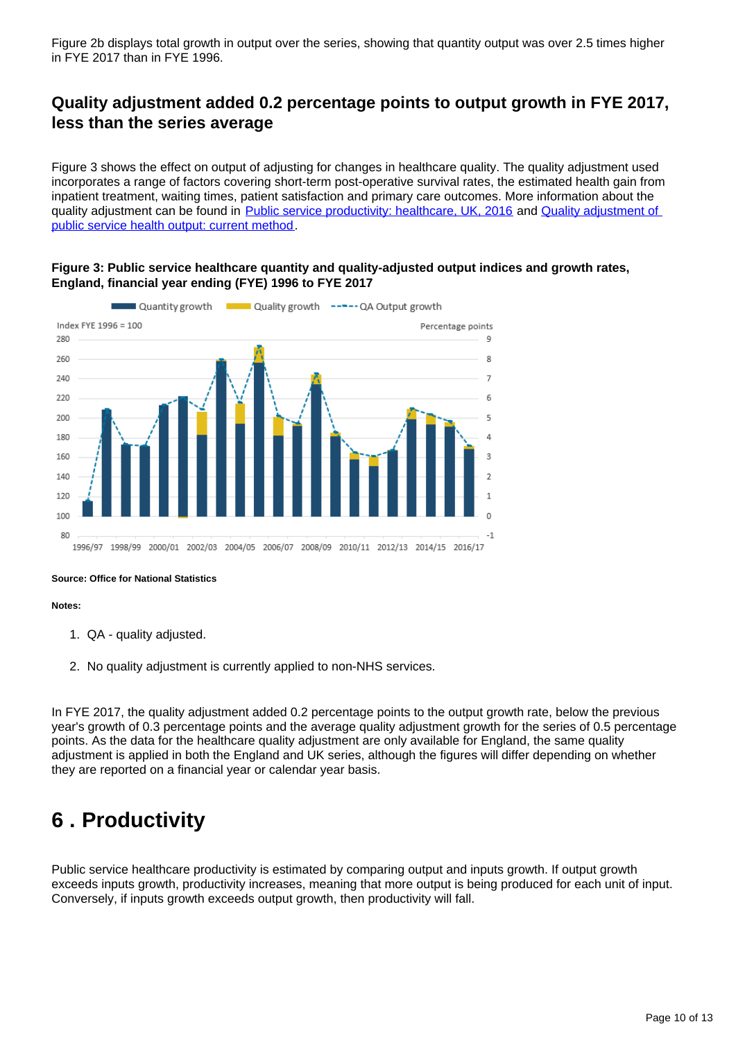Figure 2b displays total growth in output over the series, showing that quantity output was over 2.5 times higher in FYE 2017 than in FYE 1996.

## Quality adjustment added 0.2 percentage points to output growth in FYE 2017, less than the series average

Figure 3 shows the effect on output of adjusting for changes in healthcare quality. The quality adjustment used incorporates a range of factors covering short-term post-operative survival rates, the estimated health gain from inpatient treatment, waiting times, patient satisfaction and primary care outcomes. More information about the quality adjustment can be found in [Public service productivity: healthcare, UK, 2016] and [Quality adjustment of public service health output: current method].

**Figure 3: Public service healthcare quantity and quality-adjusted output indices and growth rates, England, financial year ending (FYE) 1996 to FYE 2017**

Quantity growth
Quality growth
QA Output growth

Index FYE 1996 = 100
Percentage points

280
260
240
220
200
180
160
140
120
100
80

9
8
7
6
5
4
3
2
1
0
-1

1996/97 1998/99 2000/01 2002/03 2004/05 2006/07 2008/09 2010/11 2012/13 2014/15 2016/17

**Source: Office for National Statistics**

**Notes:**

1. QA - quality adjusted.
2. No quality adjustment is currently applied to non-NHS services.

In FYE 2017, the quality adjustment added 0.2 percentage points to the output growth rate, below the previous year's growth of 0.3 percentage points and the average quality adjustment growth for the series of 0.5 percentage points. As the data for the healthcare quality adjustment are only available for England, the same quality adjustment is applied in both the England and UK series, although the figures will differ depending on whether they are reported on a financial year or calendar year basis.

# 6 . Productivity

Public service healthcare productivity is estimated by comparing output and inputs growth. If output growth exceeds inputs growth, productivity increases, meaning that more output is being produced for each unit of input. Conversely, if inputs growth exceeds output growth, then productivity will fall.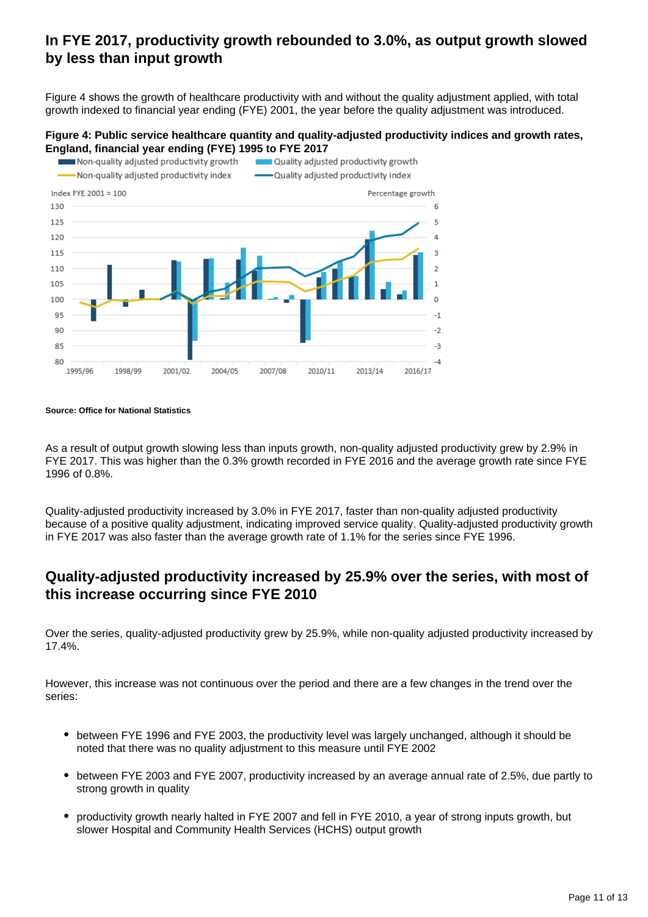## In FYE 2017, productivity growth rebounded to 3.0%, as output growth slowed by less than input growth

Figure 4 shows the growth of healthcare productivity with and without the quality adjustment applied, with total growth indexed to financial year ending (FYE) 2001, the year before the quality adjustment was introduced.

**Figure 4: Public service healthcare quantity and quality-adjusted productivity indices and growth rates, England, financial year ending (FYE) 1995 to FYE 2017**

Non-quality adjusted productivity growth
Quality adjusted productivity growth
Non-quality adjusted productivity index
Quality adjusted productivity index

Index FYE 2001 = 100
Percentage growth

130
125
120
115
110
105
100
95
90
85
80

6
5
4
3
2
1
0
-1
-2
-3
-4

1995/96
1998/99
2001/02
2004/05
2007/08
2010/11
2013/14
2016/17

**Source: Office for National Statistics**

As a result of output growth slowing less than inputs growth, non-quality adjusted productivity grew by 2.9% in FYE 2017. This was higher than the 0.3% growth recorded in FYE 2016 and the average growth rate since FYE 1996 of 0.8%.

Quality-adjusted productivity increased by 3.0% in FYE 2017, faster than non-quality adjusted productivity because of a positive quality adjustment, indicating improved service quality. Quality-adjusted productivity growth in FYE 2017 was also faster than the average growth rate of 1.1% for the series since FYE 1996.

## Quality-adjusted productivity increased by 25.9% over the series, with most of this increase occurring since FYE 2010

Over the series, quality-adjusted productivity grew by 25.9%, while non-quality adjusted productivity increased by 17.4%.

However, this increase was not continuous over the period and there are a few changes in the trend over the series:

- between FYE 1996 and FYE 2003, the productivity level was largely unchanged, although it should be noted that there was no quality adjustment to this measure until FYE 2002
- between FYE 2003 and FYE 2007, productivity increased by an average annual rate of 2.5%, due partly to strong growth in quality
- productivity growth nearly halted in FYE 2007 and fell in FYE 2010, a year of strong inputs growth, but slower Hospital and Community Health Services (HCHS) output growth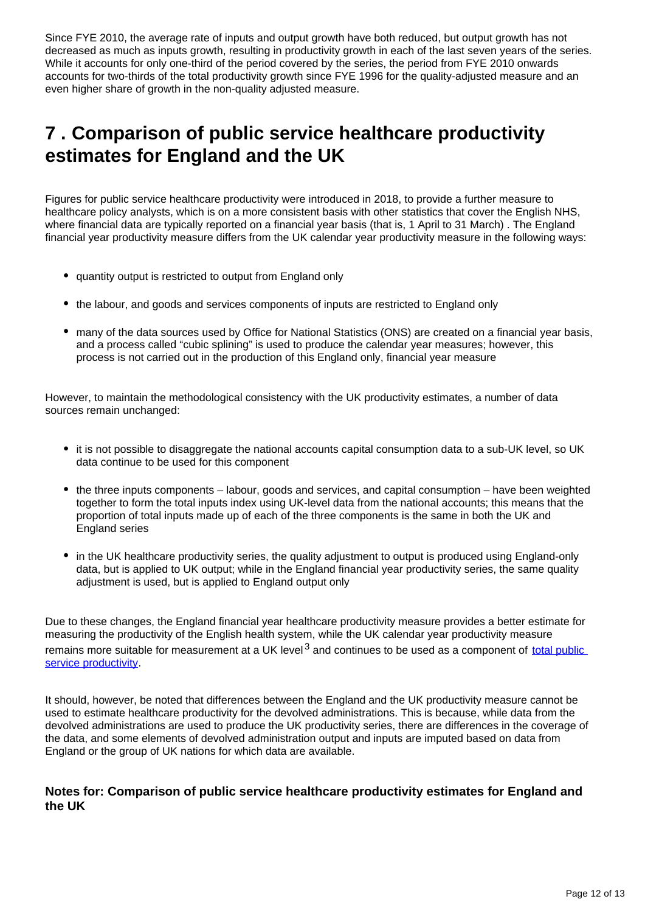Since FYE 2010, the average rate of inputs and output growth have both reduced, but output growth has not decreased as much as inputs growth, resulting in productivity growth in each of the last seven years of the series. While it accounts for only one-third of the period covered by the series, the period from FYE 2010 onwards accounts for two-thirds of the total productivity growth since FYE 1996 for the quality-adjusted measure and an even higher share of growth in the non-quality adjusted measure.

## 7 . Comparison of public service healthcare productivity estimates for England and the UK

Figures for public service healthcare productivity were introduced in 2018, to provide a further measure to healthcare policy analysts, which is on a more consistent basis with other statistics that cover the English NHS, where financial data are typically reported on a financial year basis (that is, 1 April to 31 March) . The England financial year productivity measure differs from the UK calendar year productivity measure in the following ways:

- quantity output is restricted to output from England only
- the labour, and goods and services components of inputs are restricted to England only
- many of the data sources used by Office for National Statistics (ONS) are created on a financial year basis, and a process called "cubic splining" is used to produce the calendar year measures; however, this process is not carried out in the production of this England only, financial year measure

However, to maintain the methodological consistency with the UK productivity estimates, a number of data sources remain unchanged:

- it is not possible to disaggregate the national accounts capital consumption data to a sub-UK level, so UK data continue to be used for this component
- the three inputs components – labour, goods and services, and capital consumption – have been weighted together to form the total inputs index using UK-level data from the national accounts; this means that the proportion of total inputs made up of each of the three components is the same in both the UK and England series
- in the UK healthcare productivity series, the quality adjustment to output is produced using England-only data, but is applied to UK output; while in the England financial year productivity series, the same quality adjustment is used, but is applied to England output only

Due to these changes, the England financial year healthcare productivity measure provides a better estimate for measuring the productivity of the English health system, while the UK calendar year productivity measure remains more suitable for measurement at a UK level[3] and continues to be used as a component of total public service productivity.

It should, however, be noted that differences between the England and the UK productivity measure cannot be used to estimate healthcare productivity for the devolved administrations. This is because, while data from the devolved administrations are used to produce the UK productivity series, there are differences in the coverage of the data, and some elements of devolved administration output and inputs are imputed based on data from England or the group of UK nations for which data are available.

### Notes for: Comparison of public service healthcare productivity estimates for England and the UK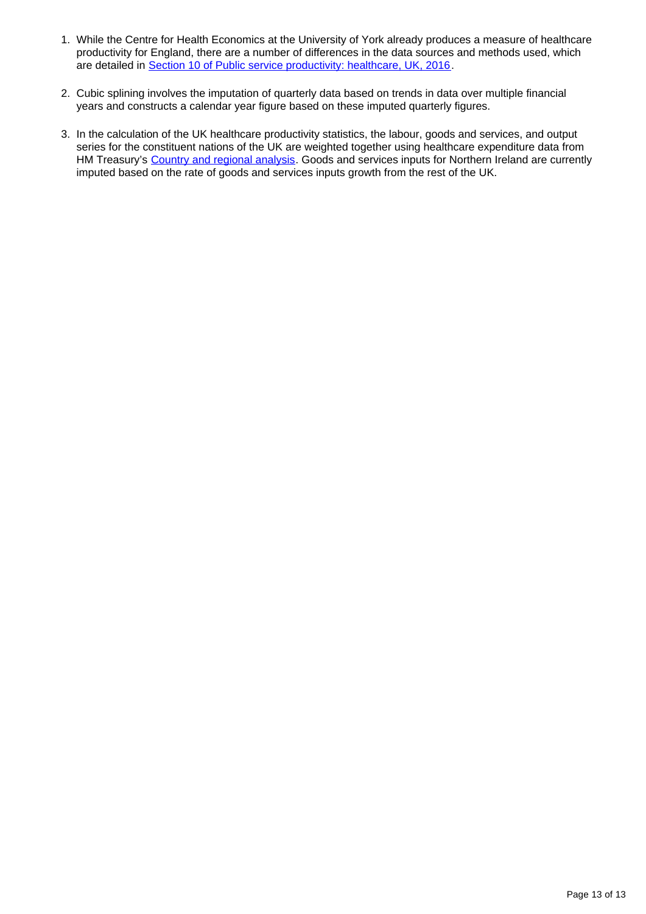1. While the Centre for Health Economics at the University of York already produces a measure of healthcare productivity for England, there are a number of differences in the data sources and methods used, which are detailed in [Section 10 of Public service productivity: healthcare, UK, 2016](#).

2. Cubic splining involves the imputation of quarterly data based on trends in data over multiple financial years and constructs a calendar year figure based on these imputed quarterly figures.

3. In the calculation of the UK healthcare productivity statistics, the labour, goods and services, and output series for the constituent nations of the UK are weighted together using healthcare expenditure data from HM Treasury's [Country and regional analysis](#). Goods and services inputs for Northern Ireland are currently imputed based on the rate of goods and services inputs growth from the rest of the UK.